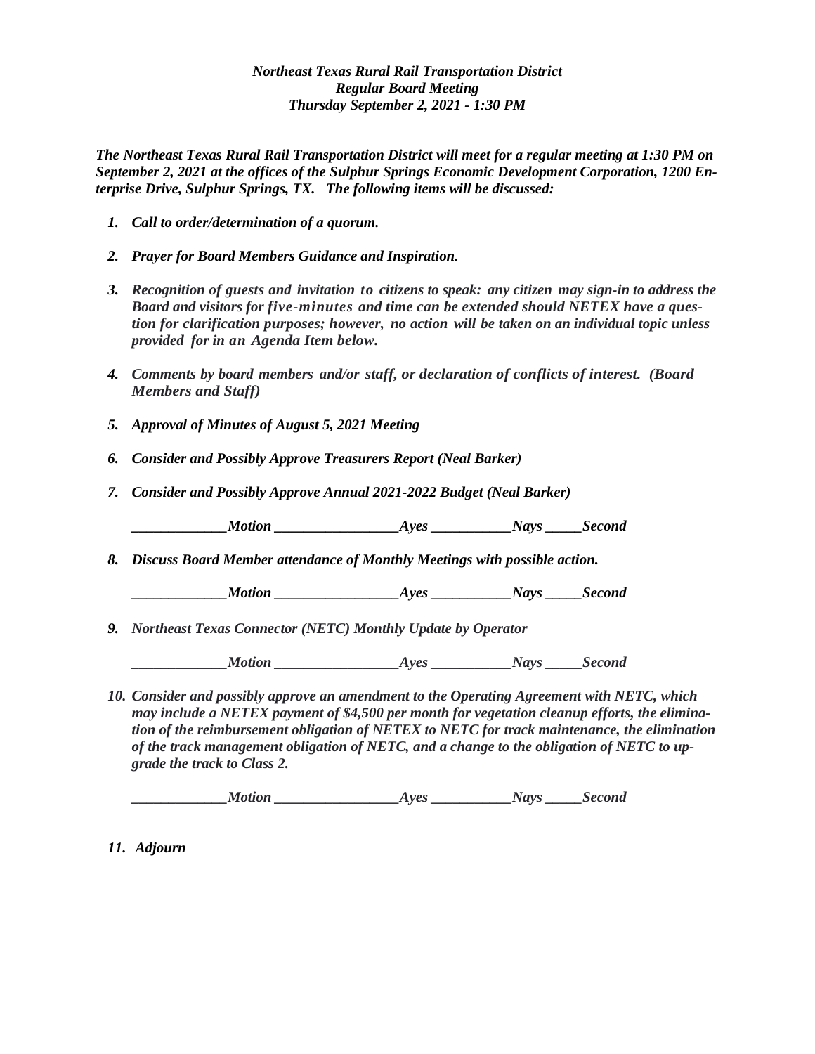***Northeast Texas Rural Rail Transportation District***
***Regular Board Meeting***
***Thursday September 2, 2021 - 1:30 PM***

***The Northeast Texas Rural Rail Transportation District will meet for a regular meeting at 1:30 PM on September 2, 2021 at the offices of the Sulphur Springs Economic Development Corporation, 1200 Enterprise Drive, Sulphur Springs, TX. The following items will be discussed:***

1. ***Call to order/determination of a quorum.***

2. ***Prayer for Board Members Guidance and Inspiration.***

3. ***Recognition of guests and invitation to citizens to speak: any citizen may sign-in to address the Board and visitors for five-minutes and time can be extended should NETEX have a question for clarification purposes; however, no action will be taken on an individual topic unless provided for in an Agenda Item below.***

4. ***Comments by board members and/or staff, or declaration of conflicts of interest. (Board Members and Staff)***

5. ***Approval of Minutes of August 5, 2021 Meeting***

6. ***Consider and Possibly Approve Treasurers Report (Neal Barker)***

7. ***Consider and Possibly Approve Annual 2021-2022 Budget (Neal Barker)***

   ***_____________Motion _________________Ayes ___________Nays _____Second***

8. ***Discuss Board Member attendance of Monthly Meetings with possible action.***

   ***_____________Motion _________________Ayes ___________Nays _____Second***

9. ***Northeast Texas Connector (NETC) Monthly Update by Operator***

   ***_____________Motion _________________Ayes ___________Nays _____Second***

10. ***Consider and possibly approve an amendment to the Operating Agreement with NETC, which may include a NETEX payment of $4,500 per month for vegetation cleanup efforts, the elimination of the reimbursement obligation of NETEX to NETC for track maintenance, the elimination of the track management obligation of NETC, and a change to the obligation of NETC to upgrade the track to Class 2.***

    ***_____________Motion _________________Ayes ___________Nays _____Second***

11. ***Adjourn***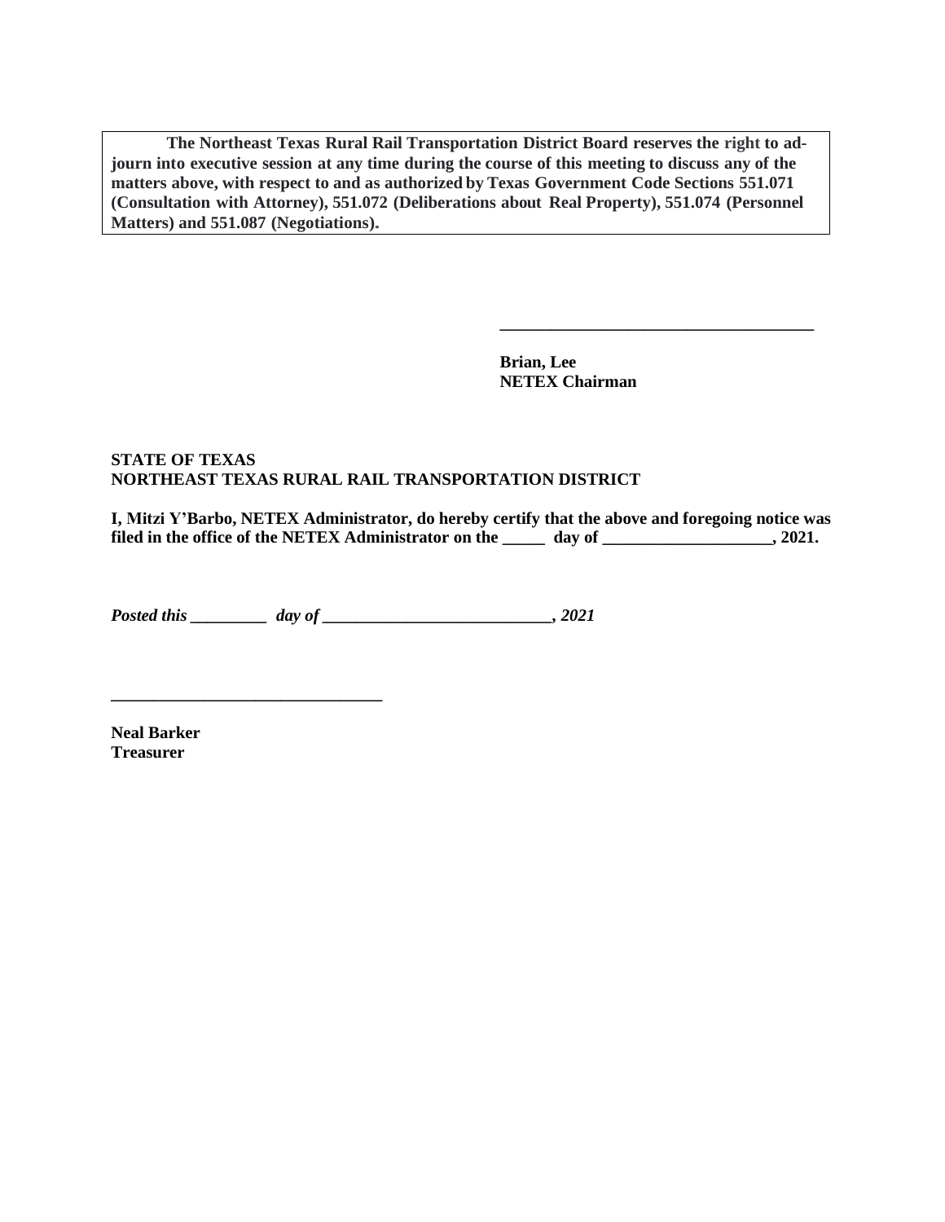**The Northeast Texas Rural Rail Transportation District Board reserves the right to adjourn into executive session at any time during the course of this meeting to discuss any of the matters above, with respect to and as authorized by Texas Government Code Sections 551.071 (Consultation with Attorney), 551.072 (Deliberations about Real Property), 551.074 (Personnel Matters) and 551.087 (Negotiations).**

______________________________________

**Brian, Lee**
**NETEX Chairman**

**STATE OF TEXAS**
**NORTHEAST TEXAS RURAL RAIL TRANSPORTATION DISTRICT**

**I, Mitzi Y'Barbo, NETEX Administrator, do hereby certify that the above and foregoing notice was filed in the office of the NETEX Administrator on the _____ day of ____________________, 2021.**

***Posted this _________ day of ___________________________, 2021***

________________________________

**Neal Barker**
**Treasurer**